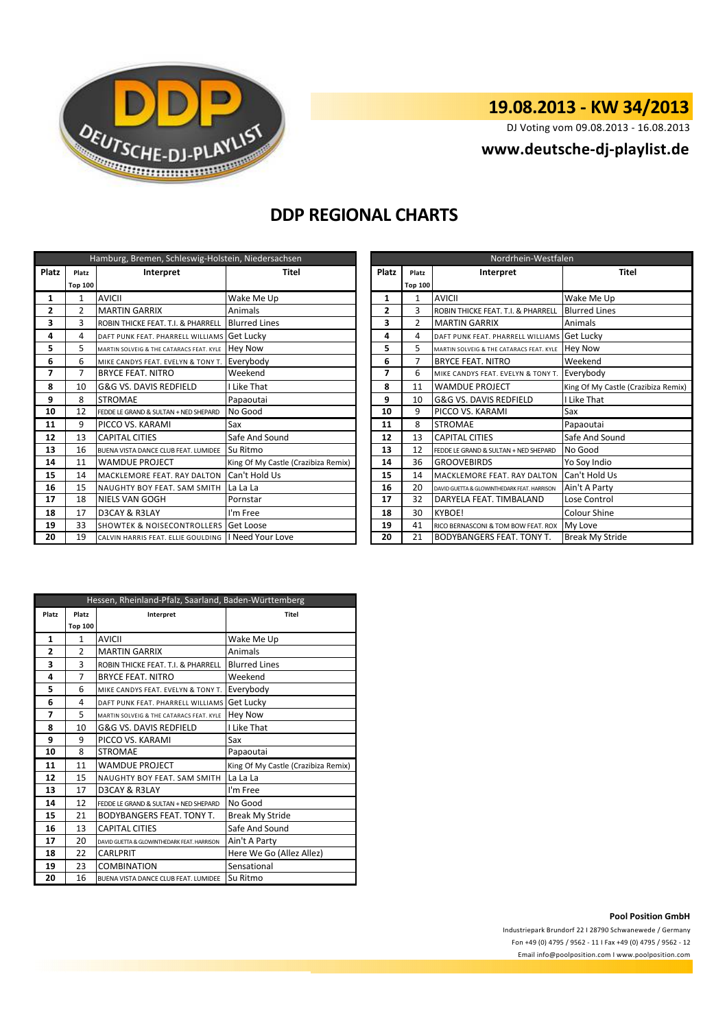# 19.08.2013 - KW 34/2013

DJ Voting vom 09.08.2013 - 16.08.2013

**www.deutsche-dj-playlist.de**

## DDP REGIONAL CHARTS

| Hamburg, Bremen, Schleswig-Holstein, Niedersachsen | | | |
|---|---|---|---|
| Platz | Platz Top 100 | Interpret | Titel |
| 1 | 1 | AVICII | Wake Me Up |
| 2 | 2 | MARTIN GARRIX | Animals |
| 3 | 3 | ROBIN THICKE FEAT. T.I. & PHARRELL | Blurred Lines |
| 4 | 4 | DAFT PUNK FEAT. PHARRELL WILLIAMS | Get Lucky |
| 5 | 5 | MARTIN SOLVEIG & THE CATARACS FEAT. KYLE | Hey Now |
| 6 | 6 | MIKE CANDYS FEAT. EVELYN & TONY T. | Everybody |
| 7 | 7 | BRYCE FEAT. NITRO | Weekend |
| 8 | 10 | G&G VS. DAVIS REDFIELD | I Like That |
| 9 | 8 | STROMAE | Papaoutai |
| 10 | 12 | FEDDE LE GRAND & SULTAN + NED SHEPARD | No Good |
| 11 | 9 | PICCO VS. KARAMI | Sax |
| 12 | 13 | CAPITAL CITIES | Safe And Sound |
| 13 | 16 | BUENA VISTA DANCE CLUB FEAT. LUMIDEE | Su Ritmo |
| 14 | 11 | WAMDUE PROJECT | King Of My Castle (Crazibiza Remix) |
| 15 | 14 | MACKLEMORE FEAT. RAY DALTON | Can't Hold Us |
| 16 | 15 | NAUGHTY BOY FEAT. SAM SMITH | La La La |
| 17 | 18 | NIELS VAN GOGH | Pornstar |
| 18 | 17 | D3CAY & R3LAY | I'm Free |
| 19 | 33 | SHOWTEK & NOISECONTROLLERS | Get Loose |
| 20 | 19 | CALVIN HARRIS FEAT. ELLIE GOULDING | I Need Your Love |

| Nordrhein-Westfalen | | | |
|---|---|---|---|
| Platz | Platz Top 100 | Interpret | Titel |
| 1 | 1 | AVICII | Wake Me Up |
| 2 | 3 | ROBIN THICKE FEAT. T.I. & PHARRELL | Blurred Lines |
| 3 | 2 | MARTIN GARRIX | Animals |
| 4 | 4 | DAFT PUNK FEAT. PHARRELL WILLIAMS | Get Lucky |
| 5 | 5 | MARTIN SOLVEIG & THE CATARACS FEAT. KYLE | Hey Now |
| 6 | 7 | BRYCE FEAT. NITRO | Weekend |
| 7 | 6 | MIKE CANDYS FEAT. EVELYN & TONY T. | Everybody |
| 8 | 11 | WAMDUE PROJECT | King Of My Castle (Crazibiza Remix) |
| 9 | 10 | G&G VS. DAVIS REDFIELD | I Like That |
| 10 | 9 | PICCO VS. KARAMI | Sax |
| 11 | 8 | STROMAE | Papaoutai |
| 12 | 13 | CAPITAL CITIES | Safe And Sound |
| 13 | 12 | FEDDE LE GRAND & SULTAN + NED SHEPARD | No Good |
| 14 | 36 | GROOVEBIRDS | Yo Soy Indio |
| 15 | 14 | MACKLEMORE FEAT. RAY DALTON | Can't Hold Us |
| 16 | 20 | DAVID GUETTA & GLOWINTHEDARK FEAT. HARRISON | Ain't A Party |
| 17 | 32 | DARYELA FEAT. TIMBALAND | Lose Control |
| 18 | 30 | KYBOE! | Colour Shine |
| 19 | 41 | RICO BERNASCONI & TOM BOW FEAT. ROX | My Love |
| 20 | 21 | BODYBANGERS FEAT. TONY T. | Break My Stride |

| Hessen, Rheinland-Pfalz, Saarland, Baden-Württemberg | | | |
|---|---|---|---|
| Platz | Platz Top 100 | Interpret | Titel |
| 1 | 1 | AVICII | Wake Me Up |
| 2 | 2 | MARTIN GARRIX | Animals |
| 3 | 3 | ROBIN THICKE FEAT. T.I. & PHARRELL | Blurred Lines |
| 4 | 7 | BRYCE FEAT. NITRO | Weekend |
| 5 | 6 | MIKE CANDYS FEAT. EVELYN & TONY T. | Everybody |
| 6 | 4 | DAFT PUNK FEAT. PHARRELL WILLIAMS | Get Lucky |
| 7 | 5 | MARTIN SOLVEIG & THE CATARACS FEAT. KYLE | Hey Now |
| 8 | 10 | G&G VS. DAVIS REDFIELD | I Like That |
| 9 | 9 | PICCO VS. KARAMI | Sax |
| 10 | 8 | STROMAE | Papaoutai |
| 11 | 11 | WAMDUE PROJECT | King Of My Castle (Crazibiza Remix) |
| 12 | 15 | NAUGHTY BOY FEAT. SAM SMITH | La La La |
| 13 | 17 | D3CAY & R3LAY | I'm Free |
| 14 | 12 | FEDDE LE GRAND & SULTAN + NED SHEPARD | No Good |
| 15 | 21 | BODYBANGERS FEAT. TONY T. | Break My Stride |
| 16 | 13 | CAPITAL CITIES | Safe And Sound |
| 17 | 20 | DAVID GUETTA & GLOWINTHEDARK FEAT. HARRISON | Ain't A Party |
| 18 | 22 | CARLPRIT | Here We Go (Allez Allez) |
| 19 | 23 | COMBINATION | Sensational |
| 20 | 16 | BUENA VISTA DANCE CLUB FEAT. LUMIDEE | Su Ritmo |

**Pool Position GmbH**

Industriepark Brundorf 22 I 28790 Schwanewede / Germany

Fon +49 (0) 4795 / 9562 - 11 I Fax +49 (0) 4795 / 9562 - 12

Email info@poolposition.com I www.poolposition.com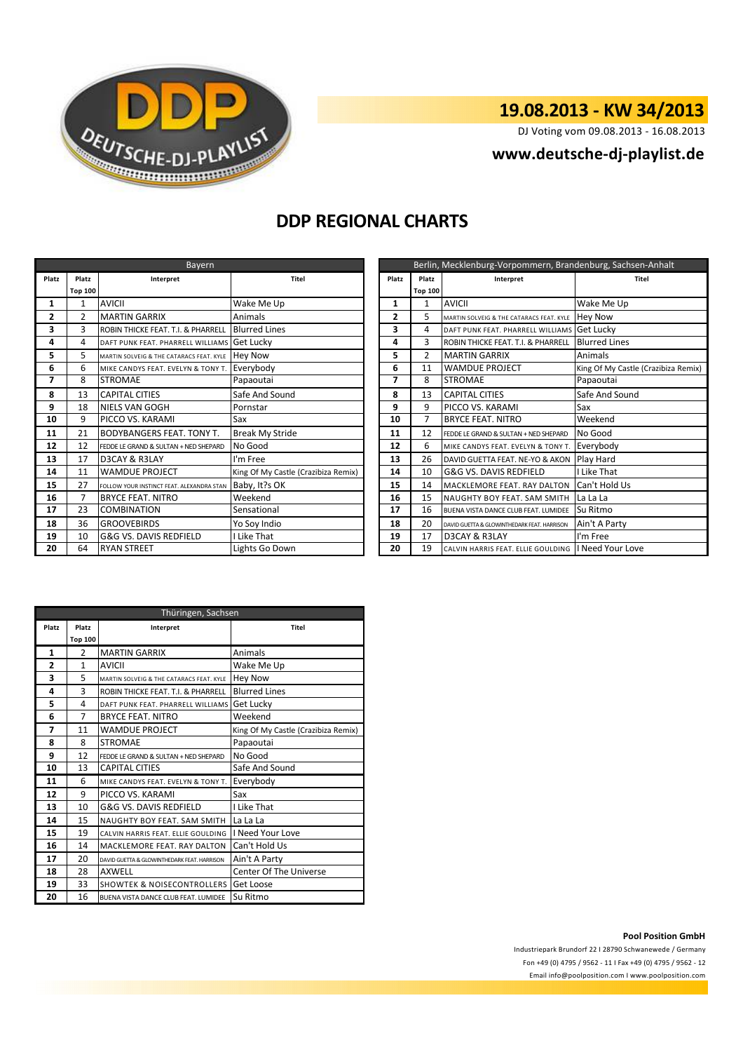DEUTSCHE-DJ-PLAYLIST

## 19.08.2013 - KW 34/2013

DJ Voting vom 09.08.2013 - 16.08.2013

**www.deutsche-dj-playlist.de**

# DDP REGIONAL CHARTS

| Bayern | | | |
|---|---|---|---|
| Platz | Platz Top 100 | Interpret | Titel |
| 1 | 1 | AVICII | Wake Me Up |
| 2 | 2 | MARTIN GARRIX | Animals |
| 3 | 3 | ROBIN THICKE FEAT. T.I. & PHARRELL | Blurred Lines |
| 4 | 4 | DAFT PUNK FEAT. PHARRELL WILLIAMS | Get Lucky |
| 5 | 5 | MARTIN SOLVEIG & THE CATARACS FEAT. KYLE | Hey Now |
| 6 | 6 | MIKE CANDYS FEAT. EVELYN & TONY T. | Everybody |
| 7 | 8 | STROMAE | Papaoutai |
| 8 | 13 | CAPITAL CITIES | Safe And Sound |
| 9 | 18 | NIELS VAN GOGH | Pornstar |
| 10 | 9 | PICCO VS. KARAMI | Sax |
| 11 | 21 | BODYBANGERS FEAT. TONY T. | Break My Stride |
| 12 | 12 | FEDDE LE GRAND & SULTAN + NED SHEPARD | No Good |
| 13 | 17 | D3CAY & R3LAY | I'm Free |
| 14 | 11 | WAMDUE PROJECT | King Of My Castle (Crazibiza Remix) |
| 15 | 27 | FOLLOW YOUR INSTINCT FEAT. ALEXANDRA STAN | Baby, It?s OK |
| 16 | 7 | BRYCE FEAT. NITRO | Weekend |
| 17 | 23 | COMBINATION | Sensational |
| 18 | 36 | GROOVEBIRDS | Yo Soy Indio |
| 19 | 10 | G&G VS. DAVIS REDFIELD | I Like That |
| 20 | 64 | RYAN STREET | Lights Go Down |

| Berlin, Mecklenburg-Vorpommern, Brandenburg, Sachsen-Anhalt | | | |
|---|---|---|---|
| Platz | Platz Top 100 | Interpret | Titel |
| 1 | 1 | AVICII | Wake Me Up |
| 2 | 5 | MARTIN SOLVEIG & THE CATARACS FEAT. KYLE | Hey Now |
| 3 | 4 | DAFT PUNK FEAT. PHARRELL WILLIAMS | Get Lucky |
| 4 | 3 | ROBIN THICKE FEAT. T.I. & PHARRELL | Blurred Lines |
| 5 | 2 | MARTIN GARRIX | Animals |
| 6 | 11 | WAMDUE PROJECT | King Of My Castle (Crazibiza Remix) |
| 7 | 8 | STROMAE | Papaoutai |
| 8 | 13 | CAPITAL CITIES | Safe And Sound |
| 9 | 9 | PICCO VS. KARAMI | Sax |
| 10 | 7 | BRYCE FEAT. NITRO | Weekend |
| 11 | 12 | FEDDE LE GRAND & SULTAN + NED SHEPARD | No Good |
| 12 | 6 | MIKE CANDYS FEAT. EVELYN & TONY T. | Everybody |
| 13 | 26 | DAVID GUETTA FEAT. NE-YO & AKON | Play Hard |
| 14 | 10 | G&G VS. DAVIS REDFIELD | I Like That |
| 15 | 14 | MACKLEMORE FEAT. RAY DALTON | Can't Hold Us |
| 16 | 15 | NAUGHTY BOY FEAT. SAM SMITH | La La La |
| 17 | 16 | BUENA VISTA DANCE CLUB FEAT. LUMIDEE | Su Ritmo |
| 18 | 20 | DAVID GUETTA & GLOWINTHEDARK FEAT. HARRISON | Ain't A Party |
| 19 | 17 | D3CAY & R3LAY | I'm Free |
| 20 | 19 | CALVIN HARRIS FEAT. ELLIE GOULDING | I Need Your Love |

| Thüringen, Sachsen | | | |
|---|---|---|---|
| Platz | Platz Top 100 | Interpret | Titel |
| 1 | 2 | MARTIN GARRIX | Animals |
| 2 | 1 | AVICII | Wake Me Up |
| 3 | 5 | MARTIN SOLVEIG & THE CATARACS FEAT. KYLE | Hey Now |
| 4 | 3 | ROBIN THICKE FEAT. T.I. & PHARRELL | Blurred Lines |
| 5 | 4 | DAFT PUNK FEAT. PHARRELL WILLIAMS | Get Lucky |
| 6 | 7 | BRYCE FEAT. NITRO | Weekend |
| 7 | 11 | WAMDUE PROJECT | King Of My Castle (Crazibiza Remix) |
| 8 | 8 | STROMAE | Papaoutai |
| 9 | 12 | FEDDE LE GRAND & SULTAN + NED SHEPARD | No Good |
| 10 | 13 | CAPITAL CITIES | Safe And Sound |
| 11 | 6 | MIKE CANDYS FEAT. EVELYN & TONY T. | Everybody |
| 12 | 9 | PICCO VS. KARAMI | Sax |
| 13 | 10 | G&G VS. DAVIS REDFIELD | I Like That |
| 14 | 15 | NAUGHTY BOY FEAT. SAM SMITH | La La La |
| 15 | 19 | CALVIN HARRIS FEAT. ELLIE GOULDING | I Need Your Love |
| 16 | 14 | MACKLEMORE FEAT. RAY DALTON | Can't Hold Us |
| 17 | 20 | DAVID GUETTA & GLOWINTHEDARK FEAT. HARRISON | Ain't A Party |
| 18 | 28 | AXWELL | Center Of The Universe |
| 19 | 33 | SHOWTEK & NOISECONTROLLERS | Get Loose |
| 20 | 16 | BUENA VISTA DANCE CLUB FEAT. LUMIDEE | Su Ritmo |

**Pool Position GmbH**

Industriepark Brundorf 22 I 28790 Schwanewede / Germany

Fon +49 (0) 4795 / 9562 - 11 I Fax +49 (0) 4795 / 9562 - 12

Email info@poolposition.com I www.poolposition.com